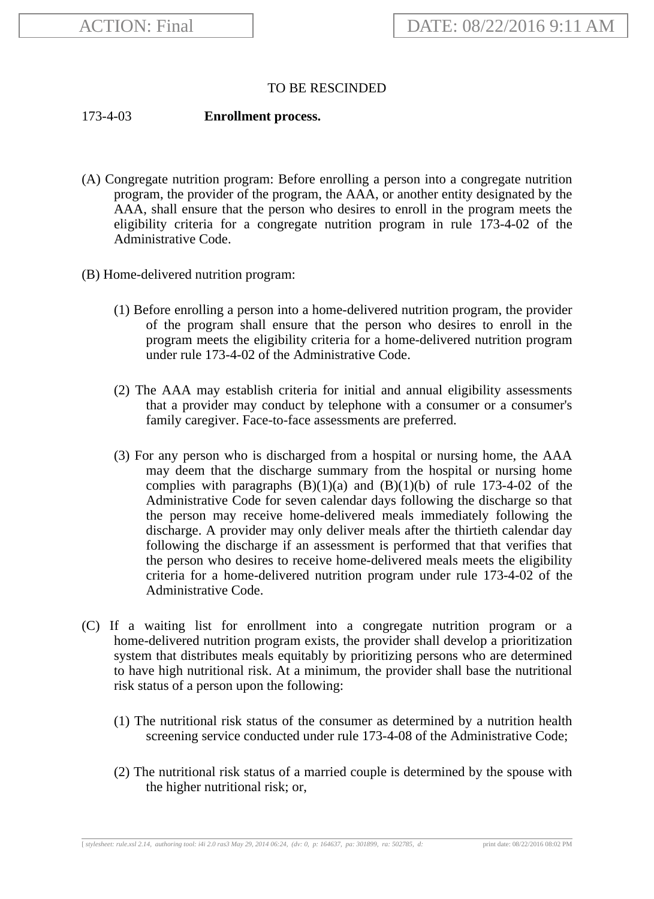ACTION: Final

DATE: 08/22/2016 9:11 AM

TO BE RESCINDED

173-4-03 **Enrollment process.**

(A) Congregate nutrition program: Before enrolling a person into a congregate nutrition program, the provider of the program, the AAA, or another entity designated by the AAA, shall ensure that the person who desires to enroll in the program meets the eligibility criteria for a congregate nutrition program in rule 173-4-02 of the Administrative Code.

(B) Home-delivered nutrition program:

(1) Before enrolling a person into a home-delivered nutrition program, the provider of the program shall ensure that the person who desires to enroll in the program meets the eligibility criteria for a home-delivered nutrition program under rule 173-4-02 of the Administrative Code.

(2) The AAA may establish criteria for initial and annual eligibility assessments that a provider may conduct by telephone with a consumer or a consumer's family caregiver. Face-to-face assessments are preferred.

(3) For any person who is discharged from a hospital or nursing home, the AAA may deem that the discharge summary from the hospital or nursing home complies with paragraphs (B)(1)(a) and (B)(1)(b) of rule 173-4-02 of the Administrative Code for seven calendar days following the discharge so that the person may receive home-delivered meals immediately following the discharge. A provider may only deliver meals after the thirtieth calendar day following the discharge if an assessment is performed that that verifies that the person who desires to receive home-delivered meals meets the eligibility criteria for a home-delivered nutrition program under rule 173-4-02 of the Administrative Code.

(C) If a waiting list for enrollment into a congregate nutrition program or a home-delivered nutrition program exists, the provider shall develop a prioritization system that distributes meals equitably by prioritizing persons who are determined to have high nutritional risk. At a minimum, the provider shall base the nutritional risk status of a person upon the following:

(1) The nutritional risk status of the consumer as determined by a nutrition health screening service conducted under rule 173-4-08 of the Administrative Code;

(2) The nutritional risk status of a married couple is determined by the spouse with the higher nutritional risk; or,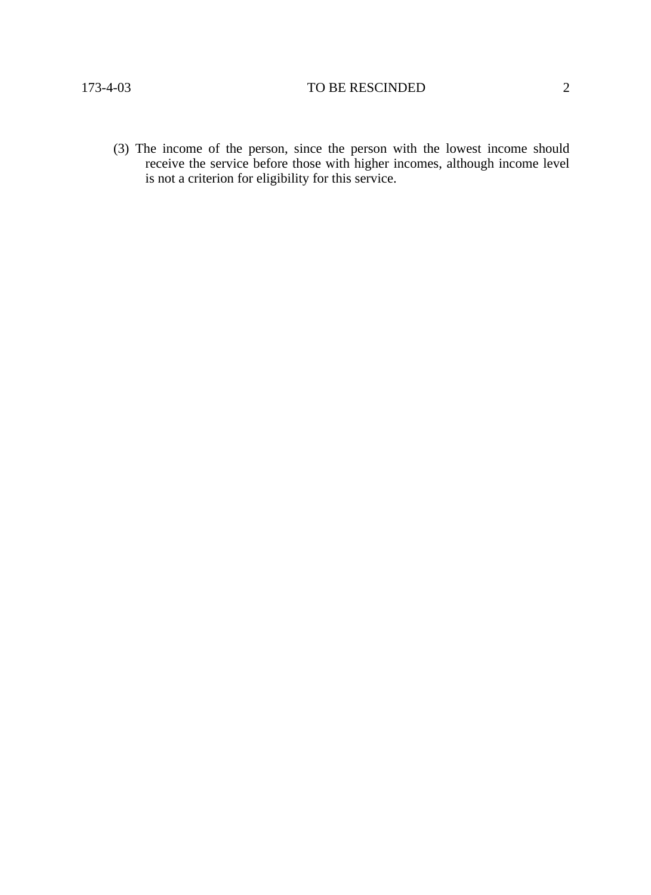(3) The income of the person, since the person with the lowest income should receive the service before those with higher incomes, although income level is not a criterion for eligibility for this service.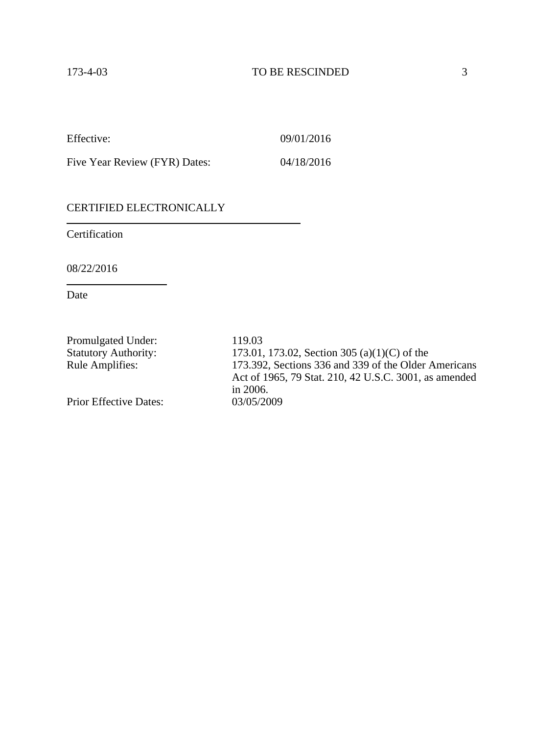Effective: 09/01/2016

Five Year Review (FYR) Dates: 04/18/2016

CERTIFIED ELECTRONICALLY

Certification

08/22/2016

Date

| | |
|---|---|
| Promulgated Under: | 119.03 |
| Statutory Authority: | 173.01, 173.02, Section 305 (a)(1)(C) of the |
| Rule Amplifies: | 173.392, Sections 336 and 339 of the Older Americans Act of 1965, 79 Stat. 210, 42 U.S.C. 3001, as amended in 2006. |
| Prior Effective Dates: | 03/05/2009 |